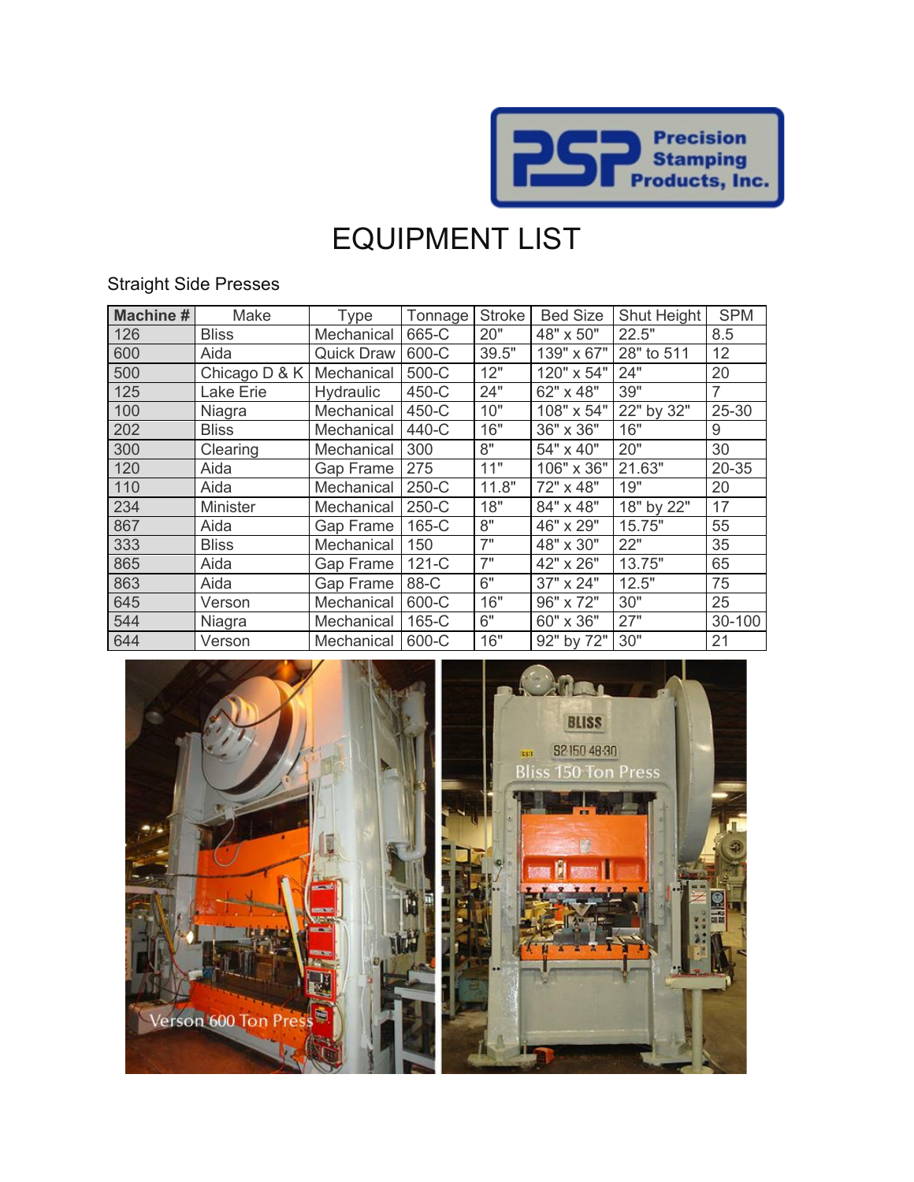Precision Stamping Products, Inc.

# EQUIPMENT LIST

## Straight Side Presses

| Machine # | Make | Type | Tonnage | Stroke | Bed Size | Shut Height | SPM |
|---|---|---|---|---|---|---|---|
| 126 | Bliss | Mechanical | 665-C | 20" | 48" x 50" | 22.5" | 8.5 |
| 600 | Aida | Quick Draw | 600-C | 39.5" | 139" x 67" | 28" to 511 | 12 |
| 500 | Chicago D & K | Mechanical | 500-C | 12" | 120" x 54" | 24" | 20 |
| 125 | Lake Erie | Hydraulic | 450-C | 24" | 62" x 48" | 39" | 7 |
| 100 | Niagra | Mechanical | 450-C | 10" | 108" x 54" | 22" by 32" | 25-30 |
| 202 | Bliss | Mechanical | 440-C | 16" | 36" x 36" | 16" | 9 |
| 300 | Clearing | Mechanical | 300 | 8" | 54" x 40" | 20" | 30 |
| 120 | Aida | Gap Frame | 275 | 11" | 106" x 36" | 21.63" | 20-35 |
| 110 | Aida | Mechanical | 250-C | 11.8" | 72" x 48" | 19" | 20 |
| 234 | Minister | Mechanical | 250-C | 18" | 84" x 48" | 18" by 22" | 17 |
| 867 | Aida | Gap Frame | 165-C | 8" | 46" x 29" | 15.75" | 55 |
| 333 | Bliss | Mechanical | 150 | 7" | 48" x 30" | 22" | 35 |
| 865 | Aida | Gap Frame | 121-C | 7" | 42" x 26" | 13.75" | 65 |
| 863 | Aida | Gap Frame | 88-C | 6" | 37" x 24" | 12.5" | 75 |
| 645 | Verson | Mechanical | 600-C | 16" | 96" x 72" | 30" | 25 |
| 544 | Niagra | Mechanical | 165-C | 6" | 60" x 36" | 27" | 30-100 |
| 644 | Verson | Mechanical | 600-C | 16" | 92" by 72" | 30" | 21 |

Verson 600 Ton Press

Bliss 150 Ton Press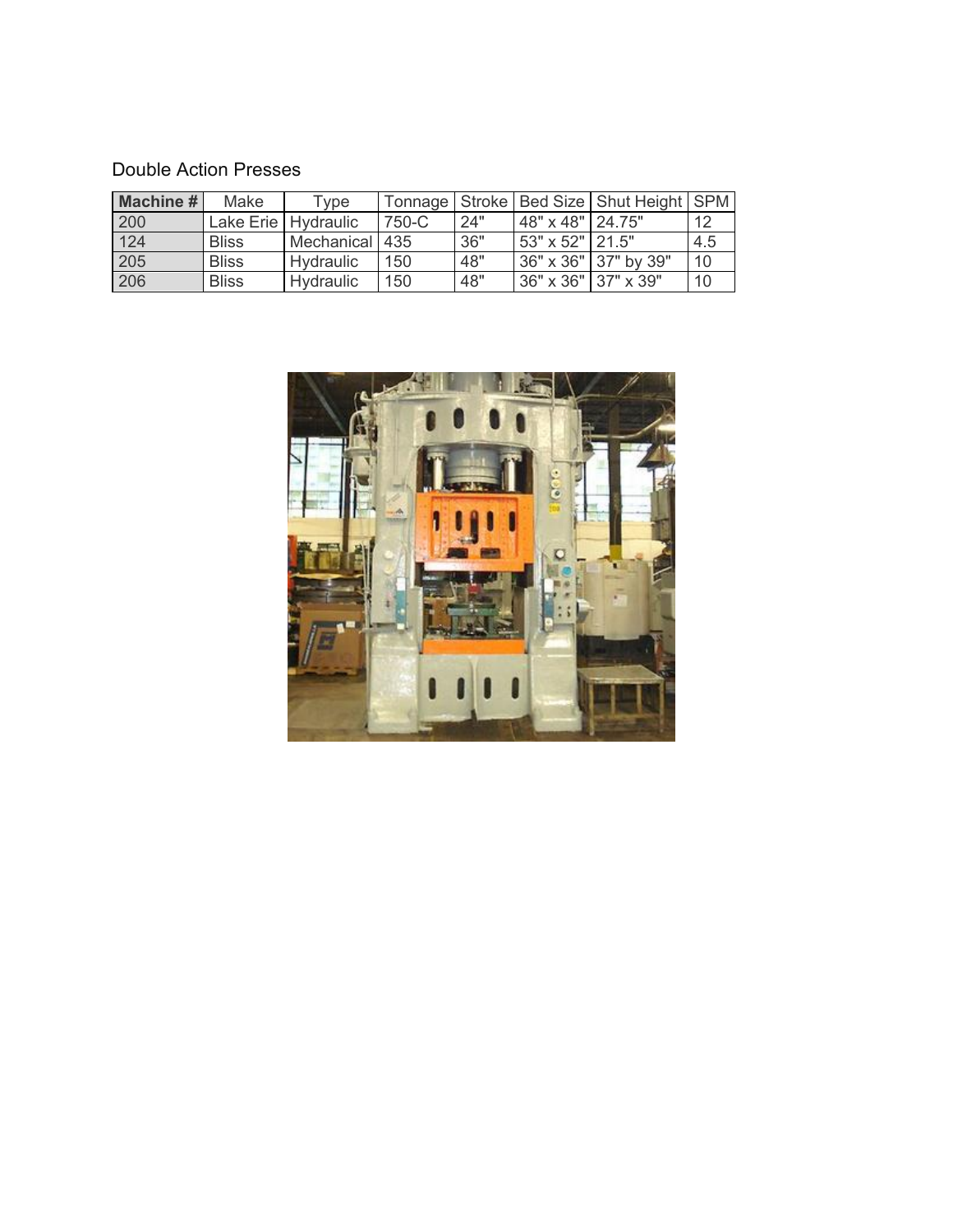Double Action Presses

| Machine # | Make | Type | Tonnage | Stroke | Bed Size | Shut Height | SPM |
|---|---|---|---|---|---|---|---|
| 200 | Lake Erie | Hydraulic | 750-C | 24" | 48" x 48" | 24.75" | 12 |
| 124 | Bliss | Mechanical | 435 | 36" | 53" x 52" | 21.5" | 4.5 |
| 205 | Bliss | Hydraulic | 150 | 48" | 36" x 36" | 37" by 39" | 10 |
| 206 | Bliss | Hydraulic | 150 | 48" | 36" x 36" | 37" x 39" | 10 |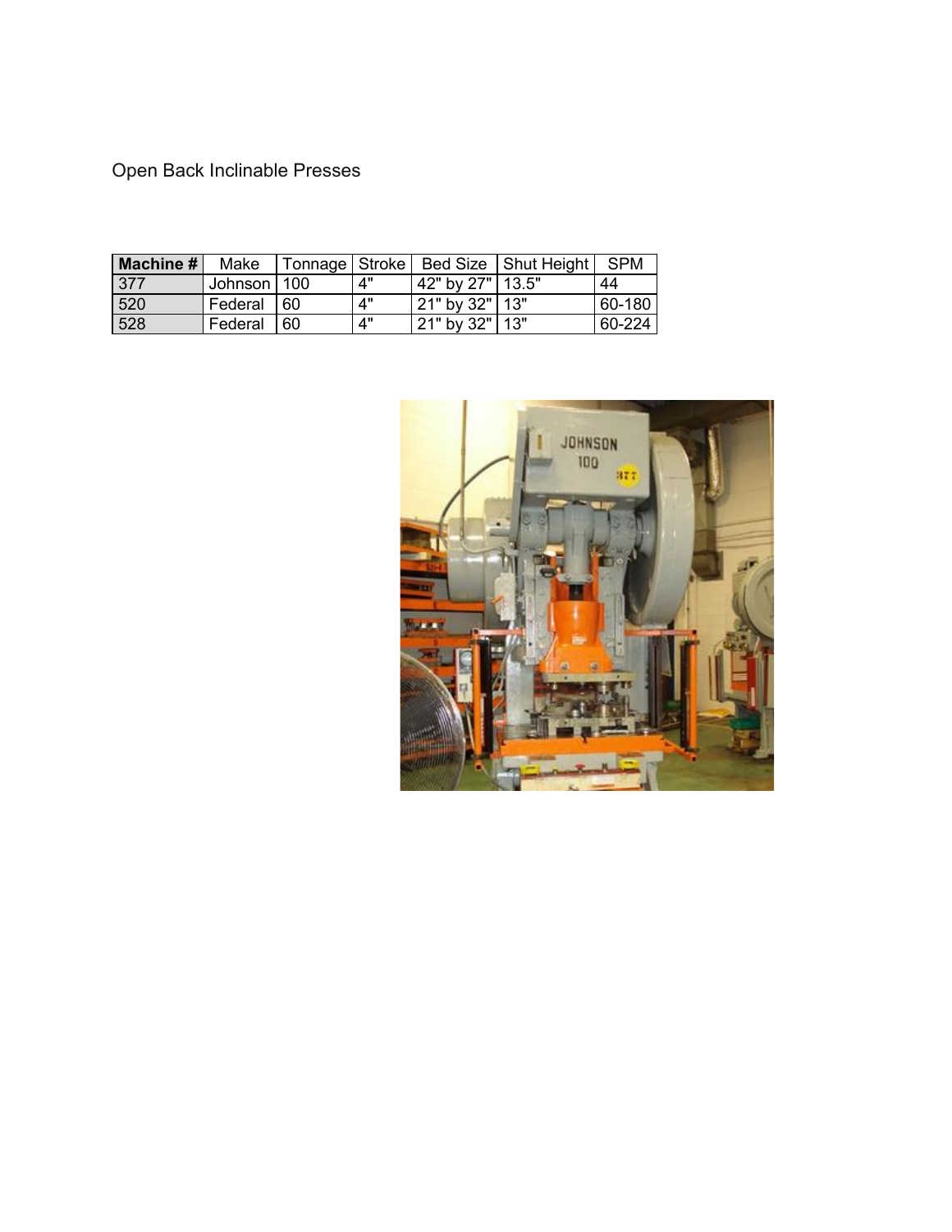Open Back Inclinable Presses

| Machine # | Make | Tonnage | Stroke | Bed Size | Shut Height | SPM |
|---|---|---|---|---|---|---|
| 377 | Johnson | 100 | 4" | 42" by 27" | 13.5" | 44 |
| 520 | Federal | 60 | 4" | 21" by 32" | 13" | 60-180 |
| 528 | Federal | 60 | 4" | 21" by 32" | 13" | 60-224 |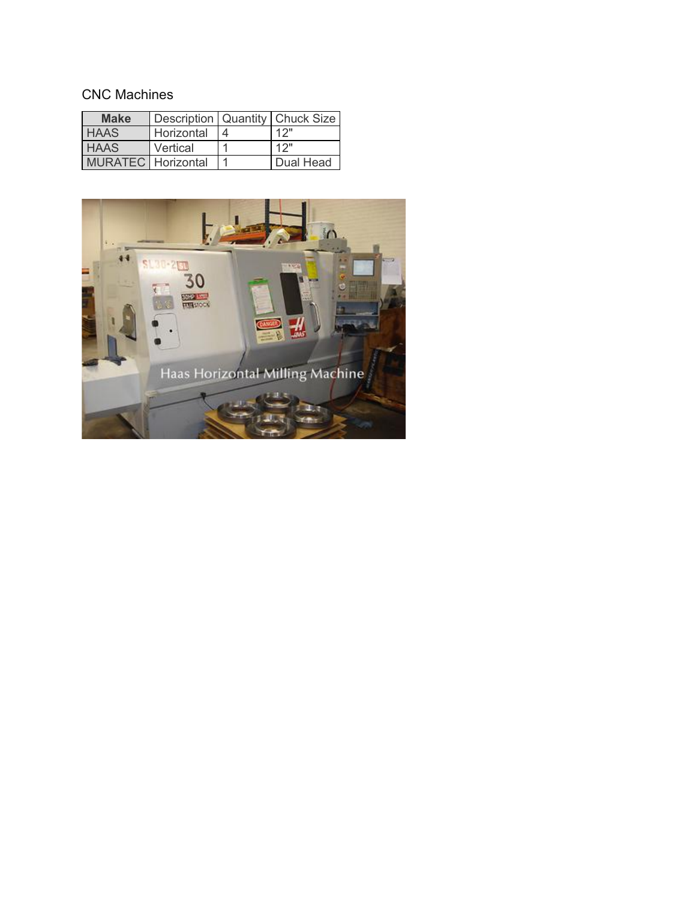CNC Machines

| **Make** | Description | Quantity | Chuck Size |
| --- | --- | --- | --- |
| HAAS | Horizontal | 4 | 12" |
| HAAS | Vertical | 1 | 12" |
| MURATEC | Horizontal | 1 | Dual Head |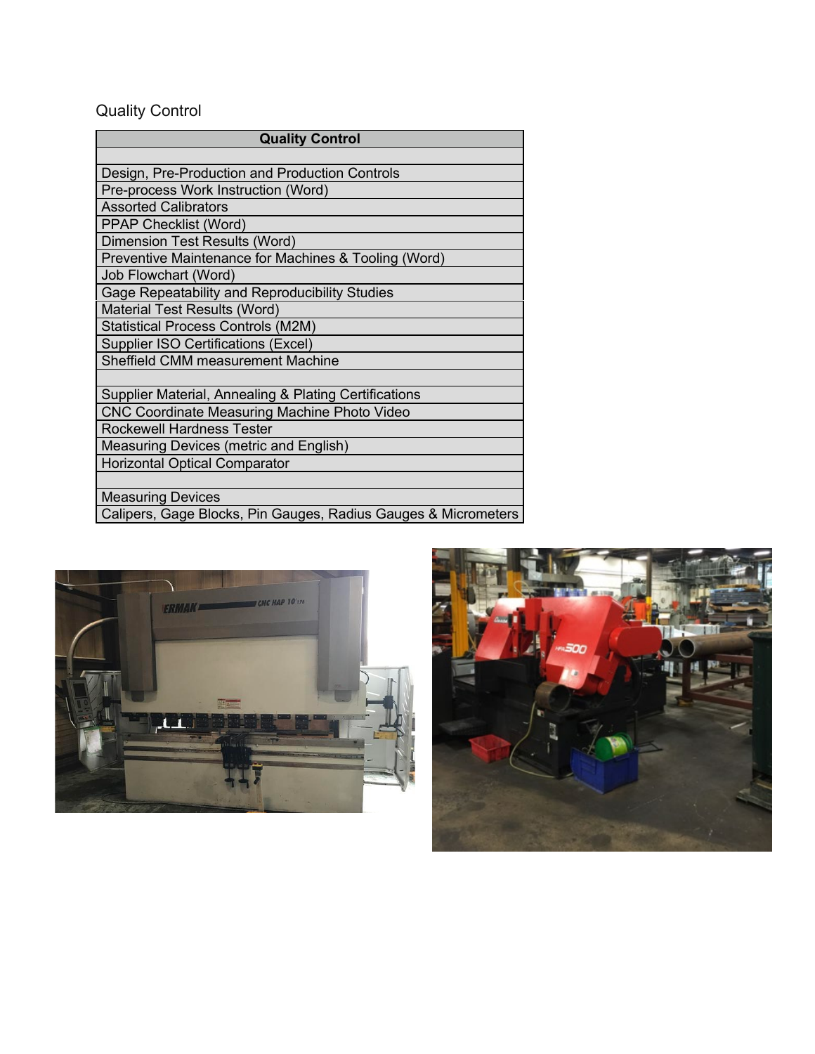Quality Control

| Quality Control |
| --- |
| |
| Design, Pre-Production and Production Controls |
| Pre-process Work Instruction (Word) |
| Assorted Calibrators |
| PPAP Checklist (Word) |
| Dimension Test Results (Word) |
| Preventive Maintenance for Machines & Tooling (Word) |
| Job Flowchart (Word) |
| Gage Repeatability and Reproducibility Studies |
| Material Test Results (Word) |
| Statistical Process Controls (M2M) |
| Supplier ISO Certifications (Excel) |
| Sheffield CMM measurement Machine |
| |
| Supplier Material, Annealing & Plating Certifications |
| CNC Coordinate Measuring Machine Photo Video |
| Rockewell Hardness Tester |
| Measuring Devices (metric and English) |
| Horizontal Optical Comparator |
| |
| Measuring Devices |
| Calipers, Gage Blocks, Pin Gauges, Radius Gauges & Micrometers |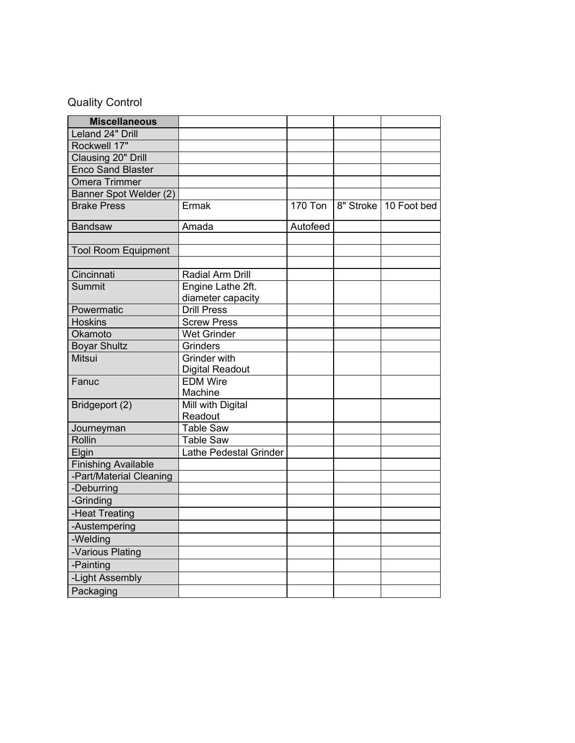Quality Control

| **Miscellaneous** | | | | |
| --- | --- | --- | --- | --- |
| Leland 24" Drill | | | | |
| Rockwell 17" | | | | |
| Clausing 20" Drill | | | | |
| Enco Sand Blaster | | | | |
| Omera Trimmer | | | | |
| Banner Spot Welder (2) | | | | |
| Brake Press | Ermak | 170 Ton | 8" Stroke | 10 Foot bed |
| Bandsaw | Amada | Autofeed | | |
| | | | | |
| Tool Room Equipment | | | | |
| | | | | |
| Cincinnati | Radial Arm Drill | | | |
| Summit | Engine Lathe 2ft. diameter capacity | | | |
| Powermatic | Drill Press | | | |
| Hoskins | Screw Press | | | |
| Okamoto | Wet Grinder | | | |
| Boyar Shultz | Grinders | | | |
| Mitsui | Grinder with Digital Readout | | | |
| Fanuc | EDM Wire Machine | | | |
| Bridgeport (2) | Mill with Digital Readout | | | |
| Journeyman | Table Saw | | | |
| Rollin | Table Saw | | | |
| Elgin | Lathe Pedestal Grinder | | | |
| Finishing Available | | | | |
| -Part/Material Cleaning | | | | |
| -Deburring | | | | |
| -Grinding | | | | |
| -Heat Treating | | | | |
| -Austempering | | | | |
| -Welding | | | | |
| -Various Plating | | | | |
| -Painting | | | | |
| -Light Assembly | | | | |
| Packaging | | | | |